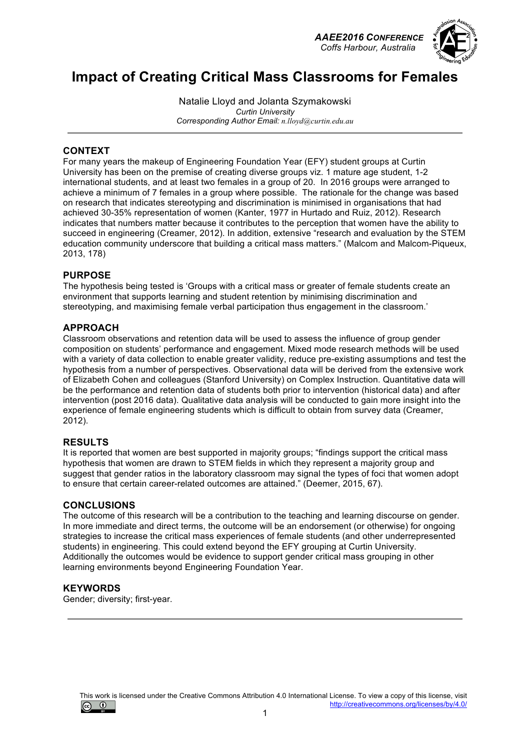# Impact of Creating Critical Mass Classrooms for Females

Natalie Lloyd and Jolanta Szymakowski
*Curtin University*
*Corresponding Author Email: n.lloyd@curtin.edu.au*

---

## CONTEXT

For many years the makeup of Engineering Foundation Year (EFY) student groups at Curtin University has been on the premise of creating diverse groups viz. 1 mature age student, 1-2 international students, and at least two females in a group of 20. In 2016 groups were arranged to achieve a minimum of 7 females in a group where possible. The rationale for the change was based on research that indicates stereotyping and discrimination is minimised in organisations that had achieved 30-35% representation of women (Kanter, 1977 in Hurtado and Ruiz, 2012). Research indicates that numbers matter because it contributes to the perception that women have the ability to succeed in engineering (Creamer, 2012). In addition, extensive "research and evaluation by the STEM education community underscore that building a critical mass matters." (Malcom and Malcom-Piqueux, 2013, 178)

## PURPOSE

The hypothesis being tested is 'Groups with a critical mass or greater of female students create an environment that supports learning and student retention by minimising discrimination and stereotyping, and maximising female verbal participation thus engagement in the classroom.'

## APPROACH

Classroom observations and retention data will be used to assess the influence of group gender composition on students' performance and engagement. Mixed mode research methods will be used with a variety of data collection to enable greater validity, reduce pre-existing assumptions and test the hypothesis from a number of perspectives. Observational data will be derived from the extensive work of Elizabeth Cohen and colleagues (Stanford University) on Complex Instruction. Quantitative data will be the performance and retention data of students both prior to intervention (historical data) and after intervention (post 2016 data). Qualitative data analysis will be conducted to gain more insight into the experience of female engineering students which is difficult to obtain from survey data (Creamer, 2012).

## RESULTS

It is reported that women are best supported in majority groups; "findings support the critical mass hypothesis that women are drawn to STEM fields in which they represent a majority group and suggest that gender ratios in the laboratory classroom may signal the types of foci that women adopt to ensure that certain career-related outcomes are attained." (Deemer, 2015, 67).

## CONCLUSIONS

The outcome of this research will be a contribution to the teaching and learning discourse on gender. In more immediate and direct terms, the outcome will be an endorsement (or otherwise) for ongoing strategies to increase the critical mass experiences of female students (and other underrepresented students) in engineering. This could extend beyond the EFY grouping at Curtin University. Additionally the outcomes would be evidence to support gender critical mass grouping in other learning environments beyond Engineering Foundation Year.

## KEYWORDS

Gender; diversity; first-year.

---

This work is licensed under the Creative Commons Attribution 4.0 International License. To view a copy of this license, visit http://creativecommons.org/licenses/by/4.0/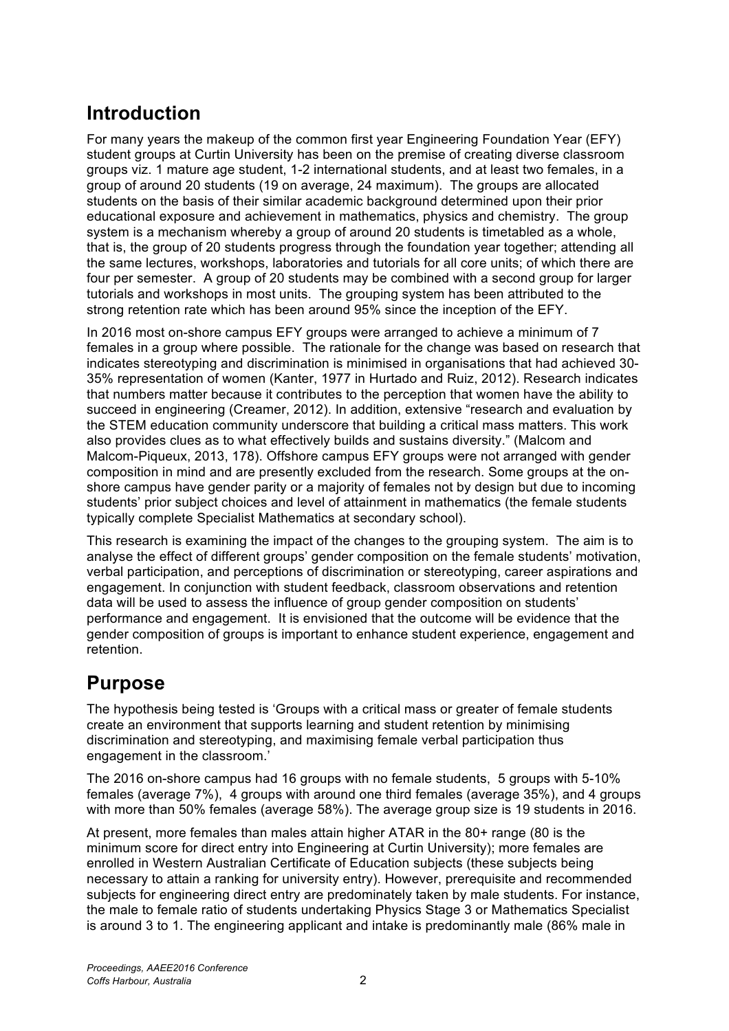## Introduction

For many years the makeup of the common first year Engineering Foundation Year (EFY) student groups at Curtin University has been on the premise of creating diverse classroom groups viz. 1 mature age student, 1-2 international students, and at least two females, in a group of around 20 students (19 on average, 24 maximum). The groups are allocated students on the basis of their similar academic background determined upon their prior educational exposure and achievement in mathematics, physics and chemistry. The group system is a mechanism whereby a group of around 20 students is timetabled as a whole, that is, the group of 20 students progress through the foundation year together; attending all the same lectures, workshops, laboratories and tutorials for all core units; of which there are four per semester. A group of 20 students may be combined with a second group for larger tutorials and workshops in most units. The grouping system has been attributed to the strong retention rate which has been around 95% since the inception of the EFY.

In 2016 most on-shore campus EFY groups were arranged to achieve a minimum of 7 females in a group where possible. The rationale for the change was based on research that indicates stereotyping and discrimination is minimised in organisations that had achieved 30-35% representation of women (Kanter, 1977 in Hurtado and Ruiz, 2012). Research indicates that numbers matter because it contributes to the perception that women have the ability to succeed in engineering (Creamer, 2012). In addition, extensive "research and evaluation by the STEM education community underscore that building a critical mass matters. This work also provides clues as to what effectively builds and sustains diversity." (Malcom and Malcom-Piqueux, 2013, 178). Offshore campus EFY groups were not arranged with gender composition in mind and are presently excluded from the research. Some groups at the on-shore campus have gender parity or a majority of females not by design but due to incoming students' prior subject choices and level of attainment in mathematics (the female students typically complete Specialist Mathematics at secondary school).

This research is examining the impact of the changes to the grouping system. The aim is to analyse the effect of different groups' gender composition on the female students' motivation, verbal participation, and perceptions of discrimination or stereotyping, career aspirations and engagement. In conjunction with student feedback, classroom observations and retention data will be used to assess the influence of group gender composition on students' performance and engagement. It is envisioned that the outcome will be evidence that the gender composition of groups is important to enhance student experience, engagement and retention.

## Purpose

The hypothesis being tested is 'Groups with a critical mass or greater of female students create an environment that supports learning and student retention by minimising discrimination and stereotyping, and maximising female verbal participation thus engagement in the classroom.'

The 2016 on-shore campus had 16 groups with no female students, 5 groups with 5-10% females (average 7%), 4 groups with around one third females (average 35%), and 4 groups with more than 50% females (average 58%). The average group size is 19 students in 2016.

At present, more females than males attain higher ATAR in the 80+ range (80 is the minimum score for direct entry into Engineering at Curtin University); more females are enrolled in Western Australian Certificate of Education subjects (these subjects being necessary to attain a ranking for university entry). However, prerequisite and recommended subjects for engineering direct entry are predominately taken by male students. For instance, the male to female ratio of students undertaking Physics Stage 3 or Mathematics Specialist is around 3 to 1. The engineering applicant and intake is predominantly male (86% male in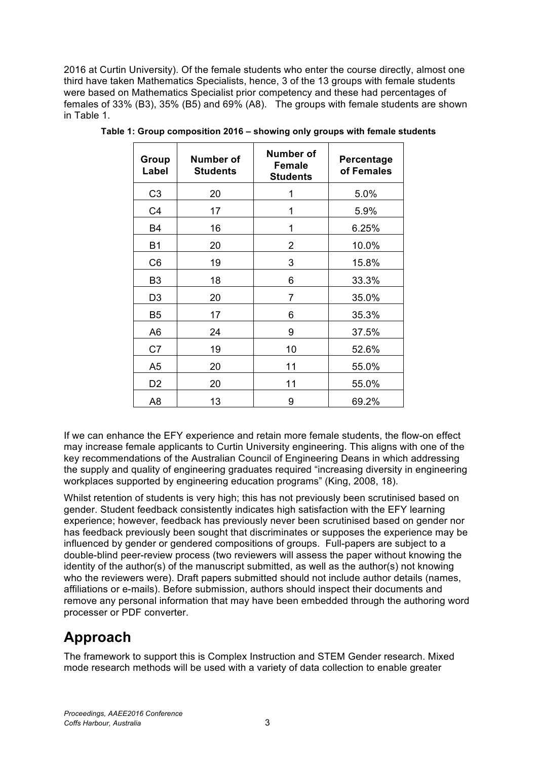2016 at Curtin University). Of the female students who enter the course directly, almost one third have taken Mathematics Specialists, hence, 3 of the 13 groups with female students were based on Mathematics Specialist prior competency and these had percentages of females of 33% (B3), 35% (B5) and 69% (A8). The groups with female students are shown in Table 1.

**Table 1: Group composition 2016 – showing only groups with female students**

| Group Label | Number of Students | Number of Female Students | Percentage of Females |
|---|---|---|---|
| C3 | 20 | 1 | 5.0% |
| C4 | 17 | 1 | 5.9% |
| B4 | 16 | 1 | 6.25% |
| B1 | 20 | 2 | 10.0% |
| C6 | 19 | 3 | 15.8% |
| B3 | 18 | 6 | 33.3% |
| D3 | 20 | 7 | 35.0% |
| B5 | 17 | 6 | 35.3% |
| A6 | 24 | 9 | 37.5% |
| C7 | 19 | 10 | 52.6% |
| A5 | 20 | 11 | 55.0% |
| D2 | 20 | 11 | 55.0% |
| A8 | 13 | 9 | 69.2% |

If we can enhance the EFY experience and retain more female students, the flow-on effect may increase female applicants to Curtin University engineering. This aligns with one of the key recommendations of the Australian Council of Engineering Deans in which addressing the supply and quality of engineering graduates required "increasing diversity in engineering workplaces supported by engineering education programs" (King, 2008, 18).

Whilst retention of students is very high; this has not previously been scrutinised based on gender. Student feedback consistently indicates high satisfaction with the EFY learning experience; however, feedback has previously never been scrutinised based on gender nor has feedback previously been sought that discriminates or supposes the experience may be influenced by gender or gendered compositions of groups. Full-papers are subject to a double-blind peer-review process (two reviewers will assess the paper without knowing the identity of the author(s) of the manuscript submitted, as well as the author(s) not knowing who the reviewers were). Draft papers submitted should not include author details (names, affiliations or e-mails). Before submission, authors should inspect their documents and remove any personal information that may have been embedded through the authoring word processer or PDF converter.

# Approach

The framework to support this is Complex Instruction and STEM Gender research. Mixed mode research methods will be used with a variety of data collection to enable greater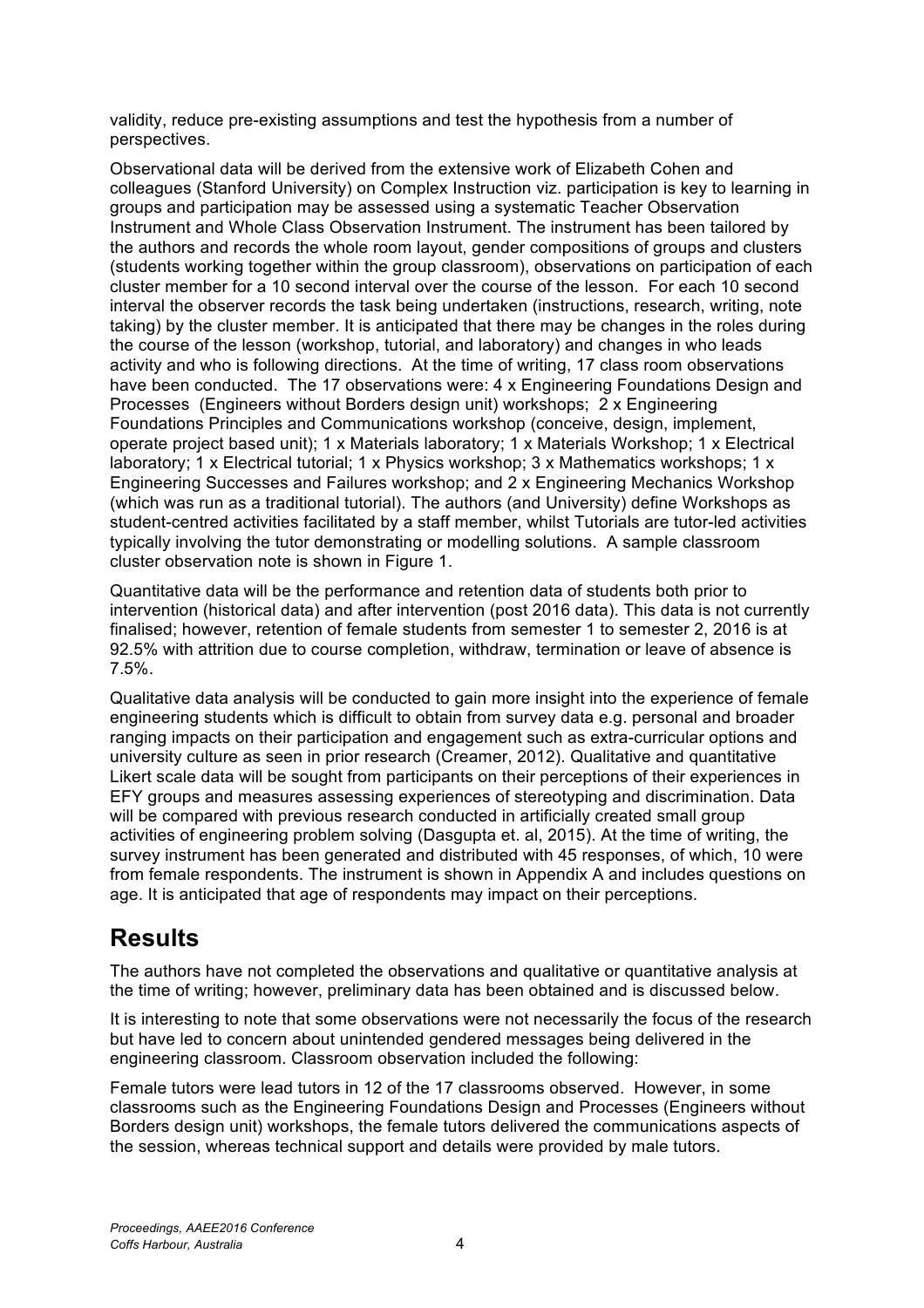validity, reduce pre-existing assumptions and test the hypothesis from a number of perspectives.

Observational data will be derived from the extensive work of Elizabeth Cohen and colleagues (Stanford University) on Complex Instruction viz. participation is key to learning in groups and participation may be assessed using a systematic Teacher Observation Instrument and Whole Class Observation Instrument. The instrument has been tailored by the authors and records the whole room layout, gender compositions of groups and clusters (students working together within the group classroom), observations on participation of each cluster member for a 10 second interval over the course of the lesson. For each 10 second interval the observer records the task being undertaken (instructions, research, writing, note taking) by the cluster member. It is anticipated that there may be changes in the roles during the course of the lesson (workshop, tutorial, and laboratory) and changes in who leads activity and who is following directions. At the time of writing, 17 class room observations have been conducted. The 17 observations were: 4 x Engineering Foundations Design and Processes (Engineers without Borders design unit) workshops; 2 x Engineering Foundations Principles and Communications workshop (conceive, design, implement, operate project based unit); 1 x Materials laboratory; 1 x Materials Workshop; 1 x Electrical laboratory; 1 x Electrical tutorial; 1 x Physics workshop; 3 x Mathematics workshops; 1 x Engineering Successes and Failures workshop; and 2 x Engineering Mechanics Workshop (which was run as a traditional tutorial). The authors (and University) define Workshops as student-centred activities facilitated by a staff member, whilst Tutorials are tutor-led activities typically involving the tutor demonstrating or modelling solutions. A sample classroom cluster observation note is shown in Figure 1.

Quantitative data will be the performance and retention data of students both prior to intervention (historical data) and after intervention (post 2016 data). This data is not currently finalised; however, retention of female students from semester 1 to semester 2, 2016 is at 92.5% with attrition due to course completion, withdraw, termination or leave of absence is 7.5%.

Qualitative data analysis will be conducted to gain more insight into the experience of female engineering students which is difficult to obtain from survey data e.g. personal and broader ranging impacts on their participation and engagement such as extra-curricular options and university culture as seen in prior research (Creamer, 2012). Qualitative and quantitative Likert scale data will be sought from participants on their perceptions of their experiences in EFY groups and measures assessing experiences of stereotyping and discrimination. Data will be compared with previous research conducted in artificially created small group activities of engineering problem solving (Dasgupta et. al, 2015). At the time of writing, the survey instrument has been generated and distributed with 45 responses, of which, 10 were from female respondents. The instrument is shown in Appendix A and includes questions on age. It is anticipated that age of respondents may impact on their perceptions.

# Results

The authors have not completed the observations and qualitative or quantitative analysis at the time of writing; however, preliminary data has been obtained and is discussed below.

It is interesting to note that some observations were not necessarily the focus of the research but have led to concern about unintended gendered messages being delivered in the engineering classroom. Classroom observation included the following:

Female tutors were lead tutors in 12 of the 17 classrooms observed. However, in some classrooms such as the Engineering Foundations Design and Processes (Engineers without Borders design unit) workshops, the female tutors delivered the communications aspects of the session, whereas technical support and details were provided by male tutors.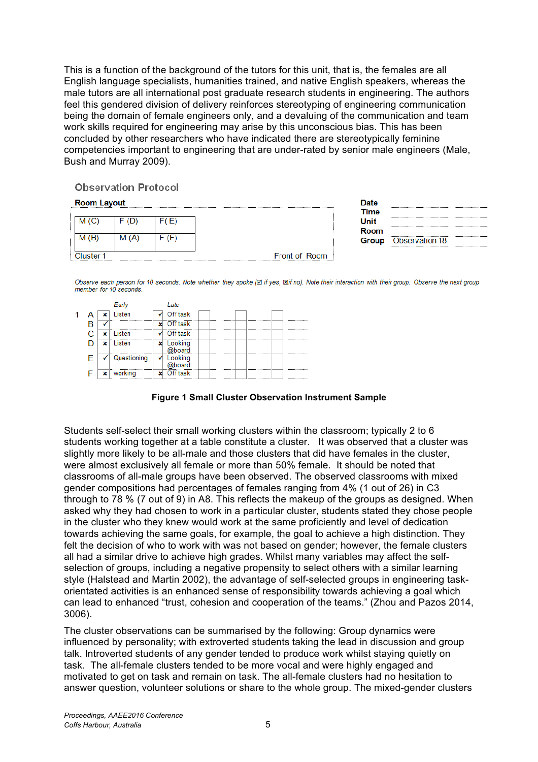This is a function of the background of the tutors for this unit, that is, the females are all English language specialists, humanities trained, and native English speakers, whereas the male tutors are all international post graduate research students in engineering. The authors feel this gendered division of delivery reinforces stereotyping of engineering communication being the domain of female engineers only, and a devaluing of the communication and team work skills required for engineering may arise by this unconscious bias. This has been concluded by other researchers who have indicated there are stereotypically feminine competencies important to engineering that are under-rated by senior male engineers (Male, Bush and Murray 2009).

**Observation Protocol**

**Room Layout**

| M (C) | F (D) | F( E) |
|---|---|---|
| M (B) | M (A) | F (F) |

Cluster 1 — Front of Room

**Date**
**Time**
**Unit**
**Room**
**Group** Observation 18

*Observe each person for 10 seconds. Note whether they spoke (☑ if yes, ☒if no). Note their interaction with their group. Observe the next group member for 10 seconds.*

| | | | Early | | Late | | | | | | |
|---|---|---|---|---|---|---|---|---|---|---|---|
| 1 | A | × | Listen | ✓ | Off task | | | | | | |
| | B | ✓ | | × | Off task | | | | | | |
| | C | × | Listen | ✓ | Off task | | | | | | |
| | D | × | Listen | × | Looking @board | | | | | | |
| | E | ✓ | Questioning | ✓ | Looking @board | | | | | | |
| | F | × | working | × | Off task | | | | | | |

**Figure 1 Small Cluster Observation Instrument Sample**

Students self-select their small working clusters within the classroom; typically 2 to 6 students working together at a table constitute a cluster. It was observed that a cluster was slightly more likely to be all-male and those clusters that did have females in the cluster, were almost exclusively all female or more than 50% female. It should be noted that classrooms of all-male groups have been observed. The observed classrooms with mixed gender compositions had percentages of females ranging from 4% (1 out of 26) in C3 through to 78 % (7 out of 9) in A8. This reflects the makeup of the groups as designed. When asked why they had chosen to work in a particular cluster, students stated they chose people in the cluster who they knew would work at the same proficiently and level of dedication towards achieving the same goals, for example, the goal to achieve a high distinction. They felt the decision of who to work with was not based on gender; however, the female clusters all had a similar drive to achieve high grades. Whilst many variables may affect the self-selection of groups, including a negative propensity to select others with a similar learning style (Halstead and Martin 2002), the advantage of self-selected groups in engineering task-orientated activities is an enhanced sense of responsibility towards achieving a goal which can lead to enhanced "trust, cohesion and cooperation of the teams." (Zhou and Pazos 2014, 3006).

The cluster observations can be summarised by the following: Group dynamics were influenced by personality; with extroverted students taking the lead in discussion and group talk. Introverted students of any gender tended to produce work whilst staying quietly on task. The all-female clusters tended to be more vocal and were highly engaged and motivated to get on task and remain on task. The all-female clusters had no hesitation to answer question, volunteer solutions or share to the whole group. The mixed-gender clusters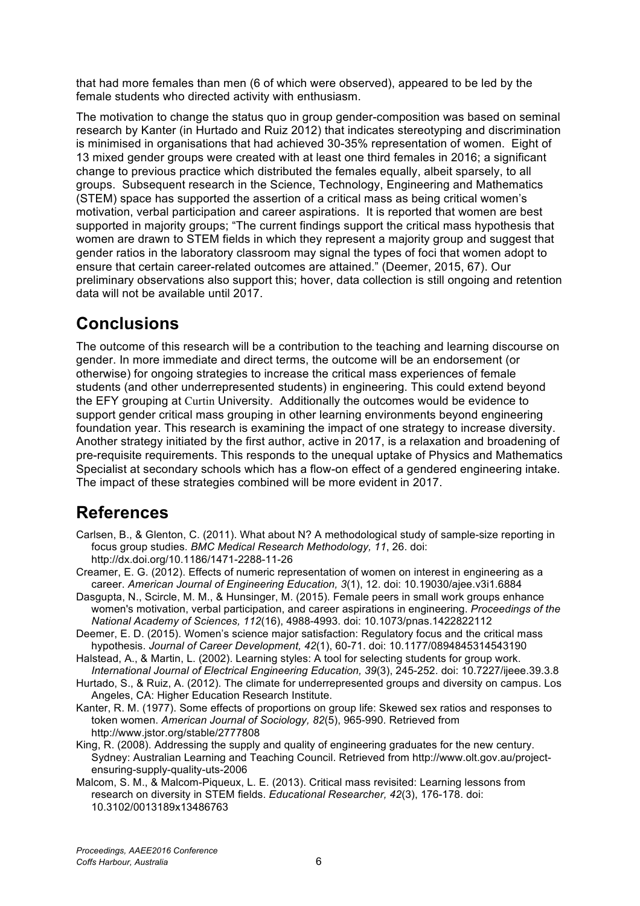that had more females than men (6 of which were observed), appeared to be led by the female students who directed activity with enthusiasm.

The motivation to change the status quo in group gender-composition was based on seminal research by Kanter (in Hurtado and Ruiz 2012) that indicates stereotyping and discrimination is minimised in organisations that had achieved 30-35% representation of women. Eight of 13 mixed gender groups were created with at least one third females in 2016; a significant change to previous practice which distributed the females equally, albeit sparsely, to all groups. Subsequent research in the Science, Technology, Engineering and Mathematics (STEM) space has supported the assertion of a critical mass as being critical women's motivation, verbal participation and career aspirations. It is reported that women are best supported in majority groups; "The current findings support the critical mass hypothesis that women are drawn to STEM fields in which they represent a majority group and suggest that gender ratios in the laboratory classroom may signal the types of foci that women adopt to ensure that certain career-related outcomes are attained." (Deemer, 2015, 67). Our preliminary observations also support this; hover, data collection is still ongoing and retention data will not be available until 2017.

# Conclusions

The outcome of this research will be a contribution to the teaching and learning discourse on gender. In more immediate and direct terms, the outcome will be an endorsement (or otherwise) for ongoing strategies to increase the critical mass experiences of female students (and other underrepresented students) in engineering. This could extend beyond the EFY grouping at Curtin University. Additionally the outcomes would be evidence to support gender critical mass grouping in other learning environments beyond engineering foundation year. This research is examining the impact of one strategy to increase diversity. Another strategy initiated by the first author, active in 2017, is a relaxation and broadening of pre-requisite requirements. This responds to the unequal uptake of Physics and Mathematics Specialist at secondary schools which has a flow-on effect of a gendered engineering intake. The impact of these strategies combined will be more evident in 2017.

# References

Carlsen, B., & Glenton, C. (2011). What about N? A methodological study of sample-size reporting in focus group studies. *BMC Medical Research Methodology, 11*, 26. doi: http://dx.doi.org/10.1186/1471-2288-11-26

Creamer, E. G. (2012). Effects of numeric representation of women on interest in engineering as a career. *American Journal of Engineering Education, 3*(1), 12. doi: 10.19030/ajee.v3i1.6884

Dasgupta, N., Scircle, M. M., & Hunsinger, M. (2015). Female peers in small work groups enhance women's motivation, verbal participation, and career aspirations in engineering. *Proceedings of the National Academy of Sciences, 112*(16), 4988-4993. doi: 10.1073/pnas.1422822112

Deemer, E. D. (2015). Women's science major satisfaction: Regulatory focus and the critical mass hypothesis. *Journal of Career Development, 42*(1), 60-71. doi: 10.1177/0894845314543190

Halstead, A., & Martin, L. (2002). Learning styles: A tool for selecting students for group work. *International Journal of Electrical Engineering Education, 39*(3), 245-252. doi: 10.7227/ijeee.39.3.8

Hurtado, S., & Ruiz, A. (2012). The climate for underrepresented groups and diversity on campus. Los Angeles, CA: Higher Education Research Institute.

Kanter, R. M. (1977). Some effects of proportions on group life: Skewed sex ratios and responses to token women. *American Journal of Sociology, 82*(5), 965-990. Retrieved from http://www.jstor.org/stable/2777808

King, R. (2008). Addressing the supply and quality of engineering graduates for the new century. Sydney: Australian Learning and Teaching Council. Retrieved from http://www.olt.gov.au/project-ensuring-supply-quality-uts-2006

Malcom, S. M., & Malcom-Piqueux, L. E. (2013). Critical mass revisited: Learning lessons from research on diversity in STEM fields. *Educational Researcher, 42*(3), 176-178. doi: 10.3102/0013189x13486763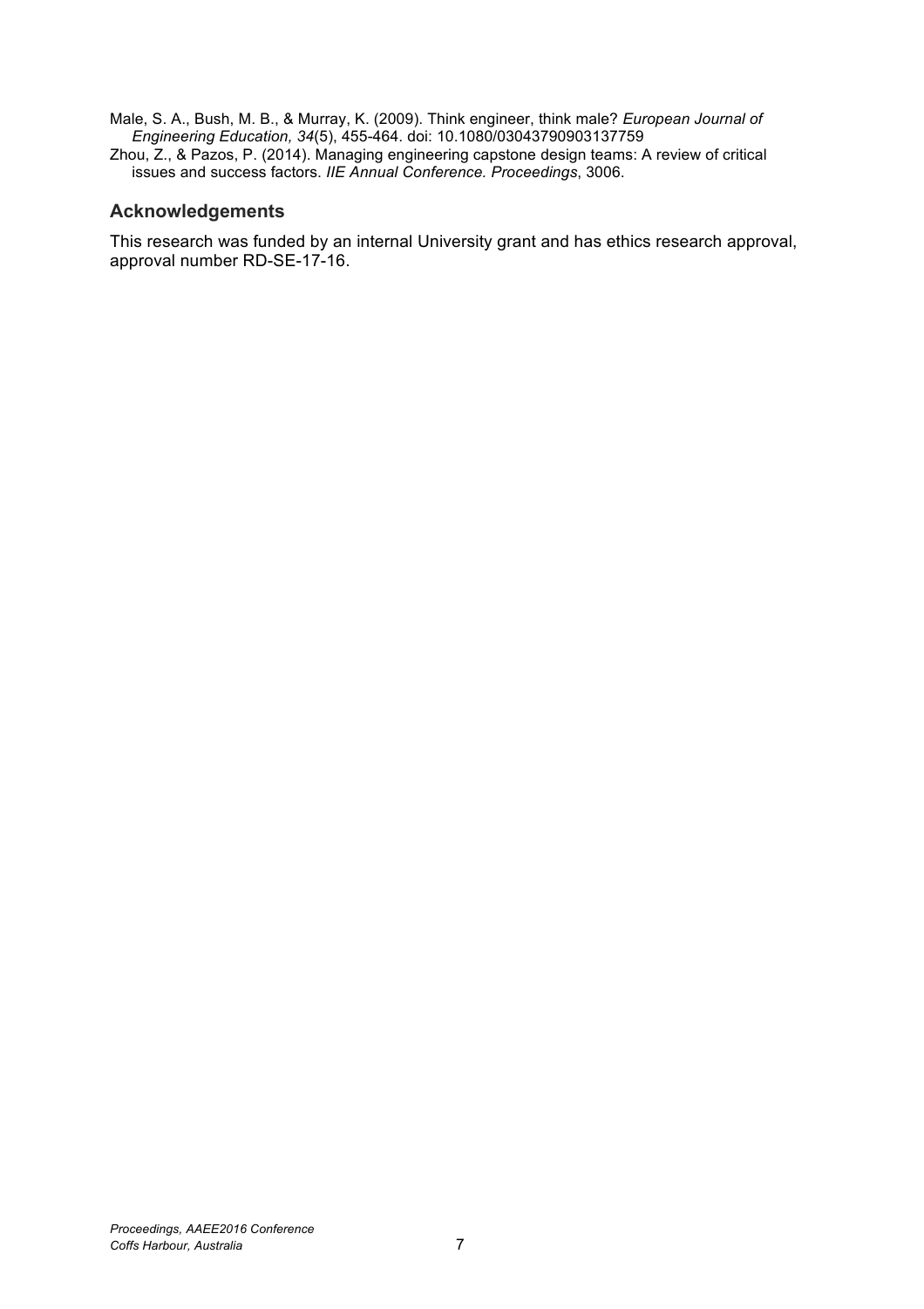Male, S. A., Bush, M. B., & Murray, K. (2009). Think engineer, think male? *European Journal of Engineering Education, 34*(5), 455-464. doi: 10.1080/03043790903137759

Zhou, Z., & Pazos, P. (2014). Managing engineering capstone design teams: A review of critical issues and success factors. *IIE Annual Conference. Proceedings*, 3006.

## Acknowledgements

This research was funded by an internal University grant and has ethics research approval, approval number RD-SE-17-16.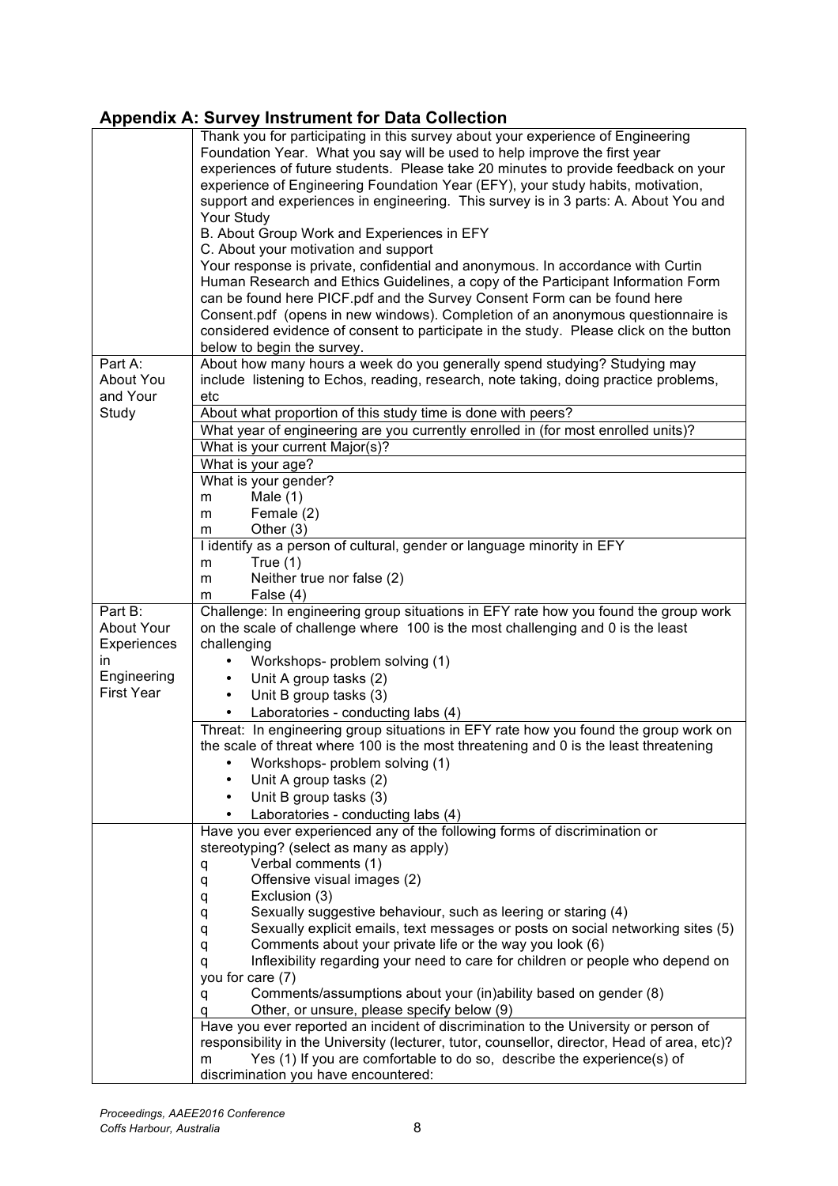## Appendix A: Survey Instrument for Data Collection

| | |
|---|---|
| | Thank you for participating in this survey about your experience of Engineering Foundation Year. What you say will be used to help improve the first year experiences of future students. Please take 20 minutes to provide feedback on your experience of Engineering Foundation Year (EFY), your study habits, motivation, support and experiences in engineering. This survey is in 3 parts: A. About You and Your Study<br>B. About Group Work and Experiences in EFY<br>C. About your motivation and support<br>Your response is private, confidential and anonymous. In accordance with Curtin Human Research and Ethics Guidelines, a copy of the Participant Information Form can be found here PICF.pdf and the Survey Consent Form can be found here Consent.pdf (opens in new windows). Completion of an anonymous questionnaire is considered evidence of consent to participate in the study. Please click on the button below to begin the survey. |
| Part A: About You and Your Study | About how many hours a week do you generally spend studying? Studying may include listening to Echos, reading, research, note taking, doing practice problems, etc |
| | About what proportion of this study time is done with peers? |
| | What year of engineering are you currently enrolled in (for most enrolled units)? |
| | What is your current Major(s)? |
| | What is your age? |
| | What is your gender?<br>m Male (1)<br>m Female (2)<br>m Other (3) |
| | I identify as a person of cultural, gender or language minority in EFY<br>m True (1)<br>m Neither true nor false (2)<br>m False (4) |
| Part B: About Your Experiences in Engineering First Year | Challenge: In engineering group situations in EFY rate how you found the group work on the scale of challenge where 100 is the most challenging and 0 is the least challenging<br>• Workshops- problem solving (1)<br>• Unit A group tasks (2)<br>• Unit B group tasks (3)<br>• Laboratories - conducting labs (4) |
| | Threat: In engineering group situations in EFY rate how you found the group work on the scale of threat where 100 is the most threatening and 0 is the least threatening<br>• Workshops- problem solving (1)<br>• Unit A group tasks (2)<br>• Unit B group tasks (3)<br>• Laboratories - conducting labs (4) |
| | Have you ever experienced any of the following forms of discrimination or stereotyping? (select as many as apply)<br>q Verbal comments (1)<br>q Offensive visual images (2)<br>q Exclusion (3)<br>q Sexually suggestive behaviour, such as leering or staring (4)<br>q Sexually explicit emails, text messages or posts on social networking sites (5)<br>q Comments about your private life or the way you look (6)<br>q Inflexibility regarding your need to care for children or people who depend on you for care (7)<br>q Comments/assumptions about your (in)ability based on gender (8)<br>q Other, or unsure, please specify below (9) |
| | Have you ever reported an incident of discrimination to the University or person of responsibility in the University (lecturer, tutor, counsellor, director, Head of area, etc)?<br>m Yes (1) If you are comfortable to do so, describe the experience(s) of discrimination you have encountered: |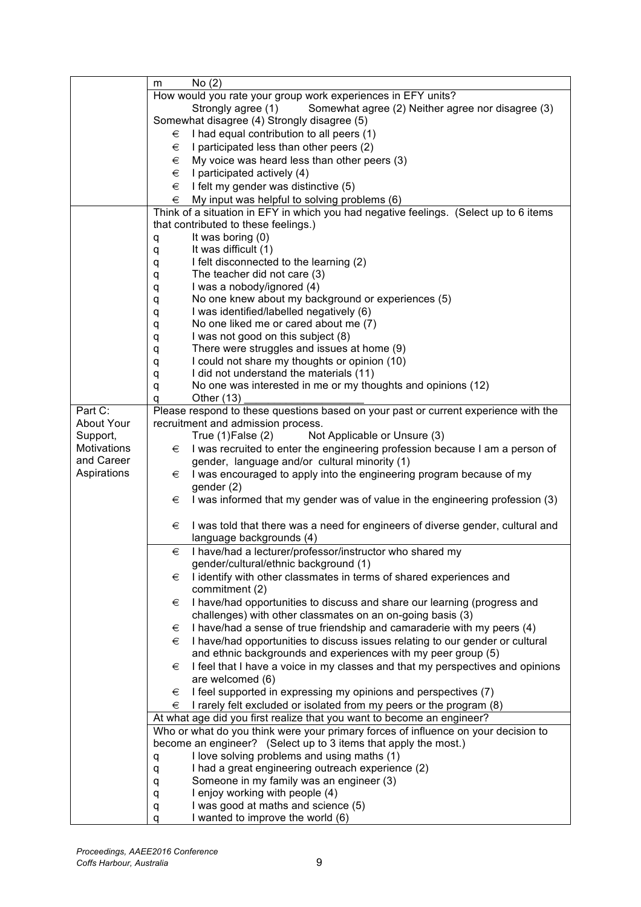| | |
|---|---|
| | m No (2) |
| | How would you rate your group work experiences in EFY units?<br>Strongly agree (1) Somewhat agree (2) Neither agree nor disagree (3)<br>Somewhat disagree (4) Strongly disagree (5)<br>€ I had equal contribution to all peers (1)<br>€ I participated less than other peers (2)<br>€ My voice was heard less than other peers (3)<br>€ I participated actively (4)<br>€ I felt my gender was distinctive (5)<br>€ My input was helpful to solving problems (6) |
| | Think of a situation in EFY in which you had negative feelings. (Select up to 6 items that contributed to these feelings.)<br>q It was boring (0)<br>q It was difficult (1)<br>q I felt disconnected to the learning (2)<br>q The teacher did not care (3)<br>q I was a nobody/ignored (4)<br>q No one knew about my background or experiences (5)<br>q I was identified/labelled negatively (6)<br>q No one liked me or cared about me (7)<br>q I was not good on this subject (8)<br>q There were struggles and issues at home (9)<br>q I could not share my thoughts or opinion (10)<br>q I did not understand the materials (11)<br>q No one was interested in me or my thoughts and opinions (12)<br>q Other (13) ____________________ |
| Part C: About Your Support, Motivations and Career Aspirations | Please respond to these questions based on your past or current experience with the recruitment and admission process.<br>True (1)False (2) Not Applicable or Unsure (3)<br>€ I was recruited to enter the engineering profession because I am a person of gender, language and/or cultural minority (1)<br>€ I was encouraged to apply into the engineering program because of my gender (2)<br>€ I was informed that my gender was of value in the engineering profession (3)<br>€ I was told that there was a need for engineers of diverse gender, cultural and language backgrounds (4) |
| | € I have/had a lecturer/professor/instructor who shared my gender/cultural/ethnic background (1)<br>€ I identify with other classmates in terms of shared experiences and commitment (2)<br>€ I have/had opportunities to discuss and share our learning (progress and challenges) with other classmates on an on-going basis (3)<br>€ I have/had a sense of true friendship and camaraderie with my peers (4)<br>€ I have/had opportunities to discuss issues relating to our gender or cultural and ethnic backgrounds and experiences with my peer group (5)<br>€ I feel that I have a voice in my classes and that my perspectives and opinions are welcomed (6)<br>€ I feel supported in expressing my opinions and perspectives (7)<br>€ I rarely felt excluded or isolated from my peers or the program (8) |
| | At what age did you first realize that you want to become an engineer? |
| | Who or what do you think were your primary forces of influence on your decision to become an engineer? (Select up to 3 items that apply the most.)<br>q I love solving problems and using maths (1)<br>q I had a great engineering outreach experience (2)<br>q Someone in my family was an engineer (3)<br>q I enjoy working with people (4)<br>q I was good at maths and science (5)<br>q I wanted to improve the world (6) |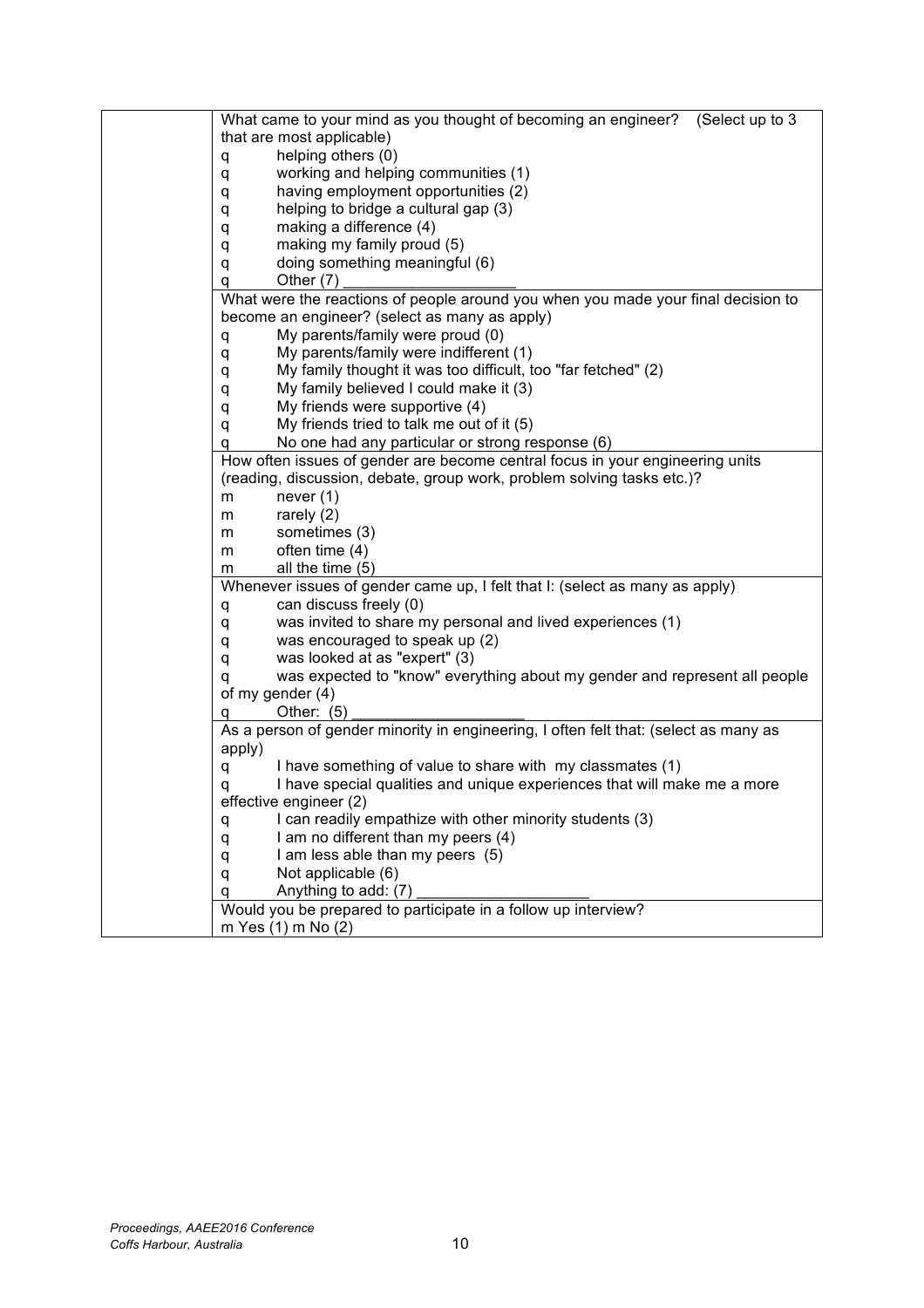| | |
|---|---|
| | What came to your mind as you thought of becoming an engineer? (Select up to 3 that are most applicable)<br>q helping others (0)<br>q working and helping communities (1)<br>q having employment opportunities (2)<br>q helping to bridge a cultural gap (3)<br>q making a difference (4)<br>q making my family proud (5)<br>q doing something meaningful (6)<br>q Other (7) ____________________ |
| | What were the reactions of people around you when you made your final decision to become an engineer? (select as many as apply)<br>q My parents/family were proud (0)<br>q My parents/family were indifferent (1)<br>q My family thought it was too difficult, too "far fetched" (2)<br>q My family believed I could make it (3)<br>q My friends were supportive (4)<br>q My friends tried to talk me out of it (5)<br>q No one had any particular or strong response (6) |
| | How often issues of gender are become central focus in your engineering units (reading, discussion, debate, group work, problem solving tasks etc.)?<br>m never (1)<br>m rarely (2)<br>m sometimes (3)<br>m often time (4)<br>m all the time (5) |
| | Whenever issues of gender came up, I felt that I: (select as many as apply)<br>q can discuss freely (0)<br>q was invited to share my personal and lived experiences (1)<br>q was encouraged to speak up (2)<br>q was looked at as "expert" (3)<br>q was expected to "know" everything about my gender and represent all people of my gender (4)<br>q Other: (5) ____________________ |
| | As a person of gender minority in engineering, I often felt that: (select as many as apply)<br>q I have something of value to share with my classmates (1)<br>q I have special qualities and unique experiences that will make me a more effective engineer (2)<br>q I can readily empathize with other minority students (3)<br>q I am no different than my peers (4)<br>q I am less able than my peers (5)<br>q Not applicable (6)<br>q Anything to add: (7) ____________________ |
| | Would you be prepared to participate in a follow up interview?<br>m Yes (1) m No (2) |